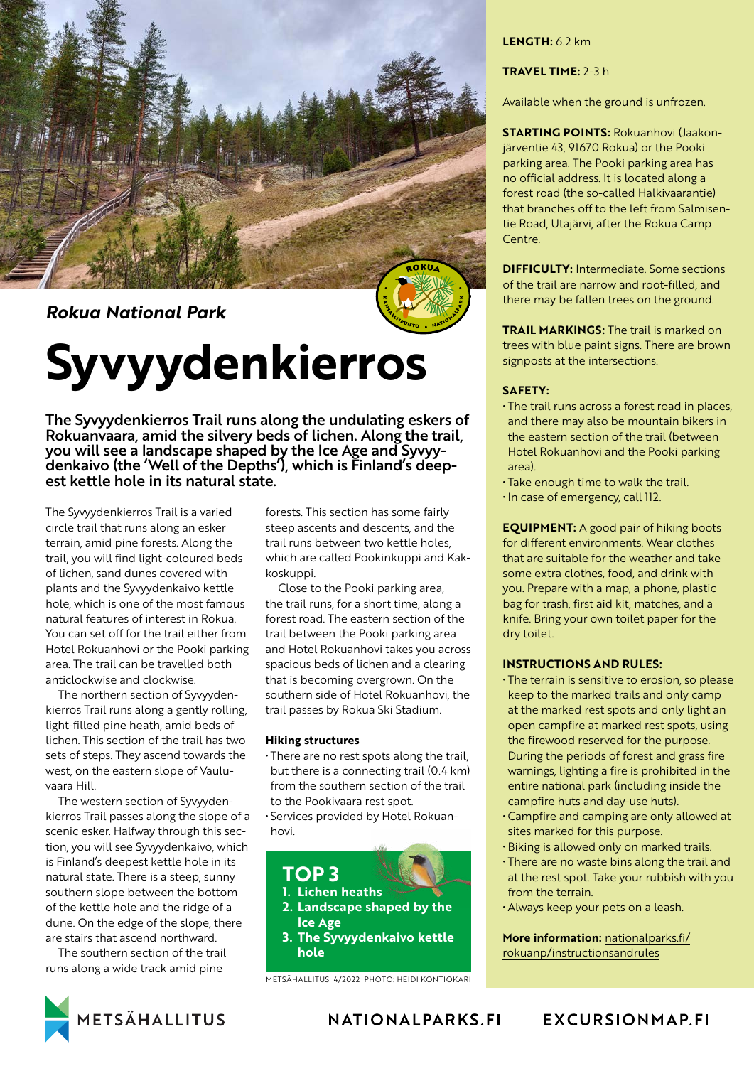*Rokua National Park*

# Syvyydenkierros

**The Syvyydenkierros Trail runs along the undulating eskers of Rokuanvaara, amid the silvery beds of lichen. Along the trail, you will see a landscape shaped by the Ice Age and Syvyydenkaivo (the 'Well of the Depths'), which is Finland's deepest kettle hole in its natural state.**

The Syvyydenkierros Trail is a varied circle trail that runs along an esker terrain, amid pine forests. Along the trail, you will find light-coloured beds of lichen, sand dunes covered with plants and the Syvyydenkaivo kettle hole, which is one of the most famous natural features of interest in Rokua. You can set off for the trail either from Hotel Rokuanhovi or the Pooki parking area. The trail can be travelled both anticlockwise and clockwise.

The northern section of Syvyydenkierros Trail runs along a gently rolling, light-filled pine heath, amid beds of lichen. This section of the trail has two sets of steps. They ascend towards the west, on the eastern slope of Vauluvaara Hill.

The western section of Syvyydenkierros Trail passes along the slope of a scenic esker. Halfway through this section, you will see Syvyydenkaivo, which is Finland's deepest kettle hole in its natural state. There is a steep, sunny southern slope between the bottom of the kettle hole and the ridge of a dune. On the edge of the slope, there are stairs that ascend northward.

The southern section of the trail runs along a wide track amid pine forests. This section has some fairly steep ascents and descents, and the trail runs between two kettle holes, which are called Pookinkuppi and Kakkoskuppi.

Close to the Pooki parking area, the trail runs, for a short time, along a forest road. The eastern section of the trail between the Pooki parking area and Hotel Rokuanhovi takes you across spacious beds of lichen and a clearing that is becoming overgrown. On the southern side of Hotel Rokuanhovi, the trail passes by Rokua Ski Stadium.

### Hiking structures

- There are no rest spots along the trail, but there is a connecting trail (0.4 km) from the southern section of the trail to the Pookivaara rest spot.
- Services provided by Hotel Rokuanhovi.

## TOP 3

1. **Lichen heaths**
2. **Landscape shaped by the Ice Age**
3. **The Syvyydenkaivo kettle hole**

METSÄHALLITUS 4/2022 PHOTO: HEIDI KONTIOKARI

**LENGTH:** 6.2 km

**TRAVEL TIME:** 2-3 h

Available when the ground is unfrozen.

**STARTING POINTS:** Rokuanhovi (Jaakonjärventie 43, 91670 Rokua) or the Pooki parking area. The Pooki parking area has no official address. It is located along a forest road (the so-called Halkivaarantie) that branches off to the left from Salmisentie Road, Utajärvi, after the Rokua Camp Centre.

**DIFFICULTY:** Intermediate. Some sections of the trail are narrow and root-filled, and there may be fallen trees on the ground.

**TRAIL MARKINGS:** The trail is marked on trees with blue paint signs. There are brown signposts at the intersections.

**SAFETY:**

- The trail runs across a forest road in places, and there may also be mountain bikers in the eastern section of the trail (between Hotel Rokuanhovi and the Pooki parking area).
- Take enough time to walk the trail.
- In case of emergency, call 112.

**EQUIPMENT:** A good pair of hiking boots for different environments. Wear clothes that are suitable for the weather and take some extra clothes, food, and drink with you. Prepare with a map, a phone, plastic bag for trash, first aid kit, matches, and a knife. Bring your own toilet paper for the dry toilet.

**INSTRUCTIONS AND RULES:**

- The terrain is sensitive to erosion, so please keep to the marked trails and only camp at the marked rest spots and only light an open campfire at marked rest spots, using the firewood reserved for the purpose. During the periods of forest and grass fire warnings, lighting a fire is prohibited in the entire national park (including inside the campfire huts and day-use huts).
- Campfire and camping are only allowed at sites marked for this purpose.
- Biking is allowed only on marked trails.
- There are no waste bins along the trail and at the rest spot. Take your rubbish with you from the terrain.
- Always keep your pets on a leash.

**More information:** nationalparks.fi/rokuanp/instructionsandrules

METSÄHALLITUS NATIONALPARKS.FI EXCURSIONMAP.FI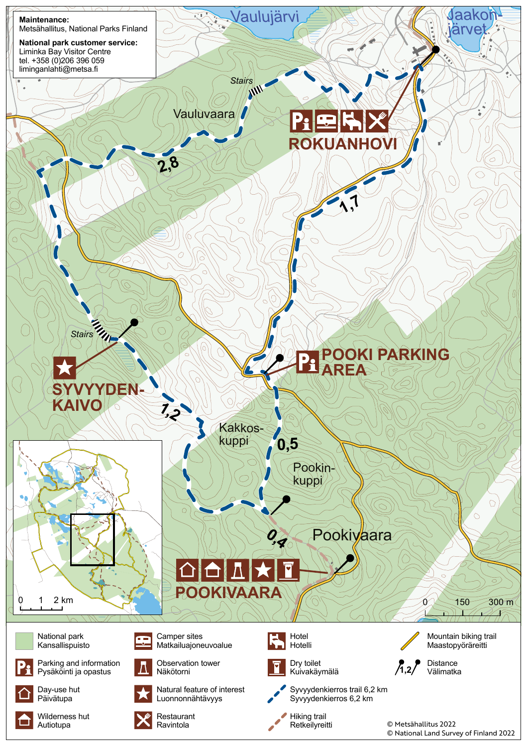**Maintenance:**
Metsähallitus, National Parks Finland

**National park customer service:**
Liminka Bay Visitor Centre
tel. +358 (0)206 396 059
liminganlahti@metsa.fi

Vaulujärvi

Jaakonjärvet

Stairs

Vauluvaara

ROKUANHOVI

2,8

1,7

Stairs

SYVYYDEN-KAIVO

POOKI PARKING AREA

1,2

Kakkos-kuppi

0,5

Pookin-kuppi

0,4

Pookivaara

POOKIVAARA

0 1 2 km

0 150 300 m

| | | | |
|---|---|---|---|
| National park / Kansallispuisto | Camper sites / Matkailuajoneuvoalue | Hotel / Hotelli | Mountain biking trail / Maastopyöräreitti |
| Parking and information / Pysäköinti ja opastus | Observation tower / Näkötorni | Dry toilet / Kuivakäymälä | Distance / Välimatka |
| Day-use hut / Päivätupa | Natural feature of interest / Luonnonnähtävyys | Syvyydenkierros trail 6,2 km / Syvyydenkierros 6,2 km | |
| Wilderness hut / Autiotupa | Restaurant / Ravintola | Hiking trail / Retkeilyreitti | |

© Metsähallitus 2022
© National Land Survey of Finland 2022